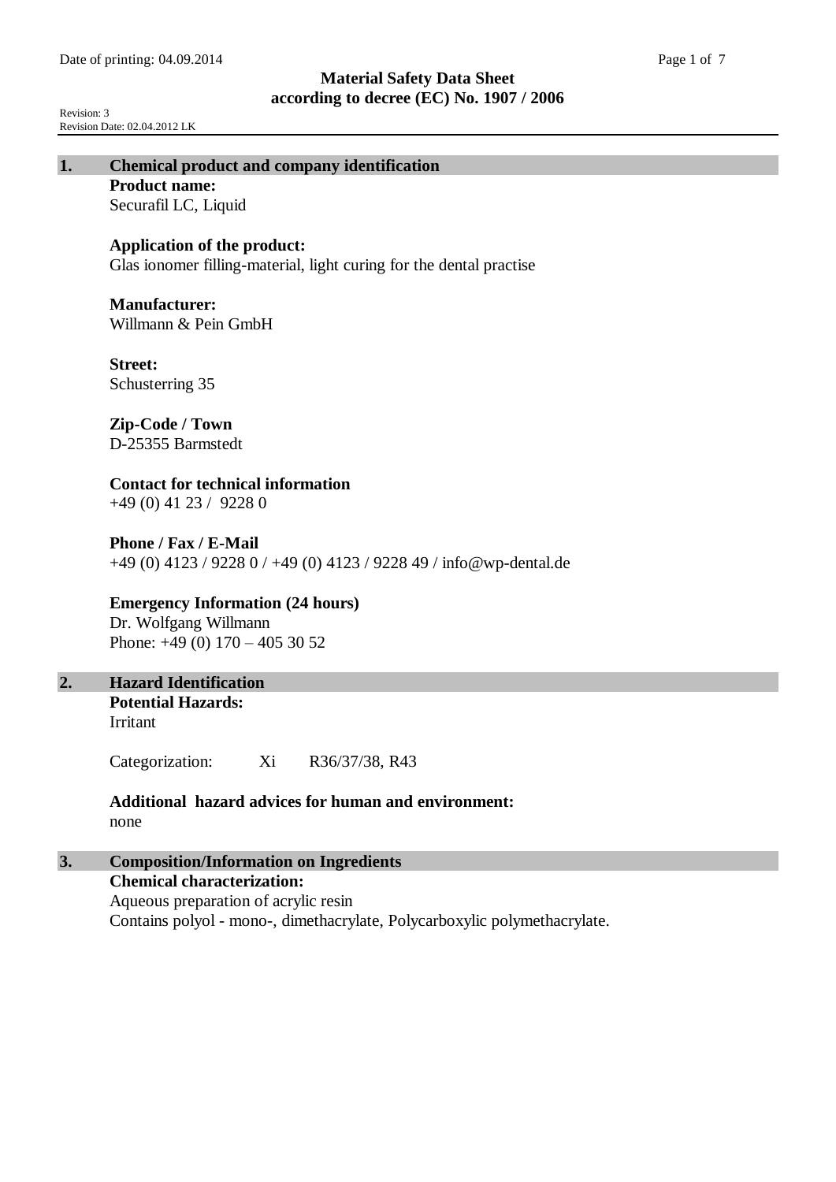# Material Safety Data Sheet
## according to decree (EC) No. 1907 / 2006

Date of printing: 04.09.2014

Revision: 3
Revision Date: 02.04.2012 LK

## 1. Chemical product and company identification

**Product name:**
Securafil LC, Liquid

**Application of the product:**
Glas ionomer filling-material, light curing for the dental practise

**Manufacturer:**
Willmann & Pein GmbH

**Street:**
Schusterring 35

**Zip-Code / Town**
D-25355 Barmstedt

**Contact for technical information**
+49 (0) 41 23 / 9228 0

**Phone / Fax / E-Mail**
+49 (0) 4123 / 9228 0 / +49 (0) 4123 / 9228 49 / info@wp-dental.de

**Emergency Information (24 hours)**
Dr. Wolfgang Willmann
Phone: +49 (0) 170 – 405 30 52

## 2. Hazard Identification

**Potential Hazards:**
Irritant

Categorization: Xi R36/37/38, R43

**Additional hazard advices for human and environment:**
none

## 3. Composition/Information on Ingredients

**Chemical characterization:**
Aqueous preparation of acrylic resin
Contains polyol - mono-, dimethacrylate, Polycarboxylic polymethacrylate.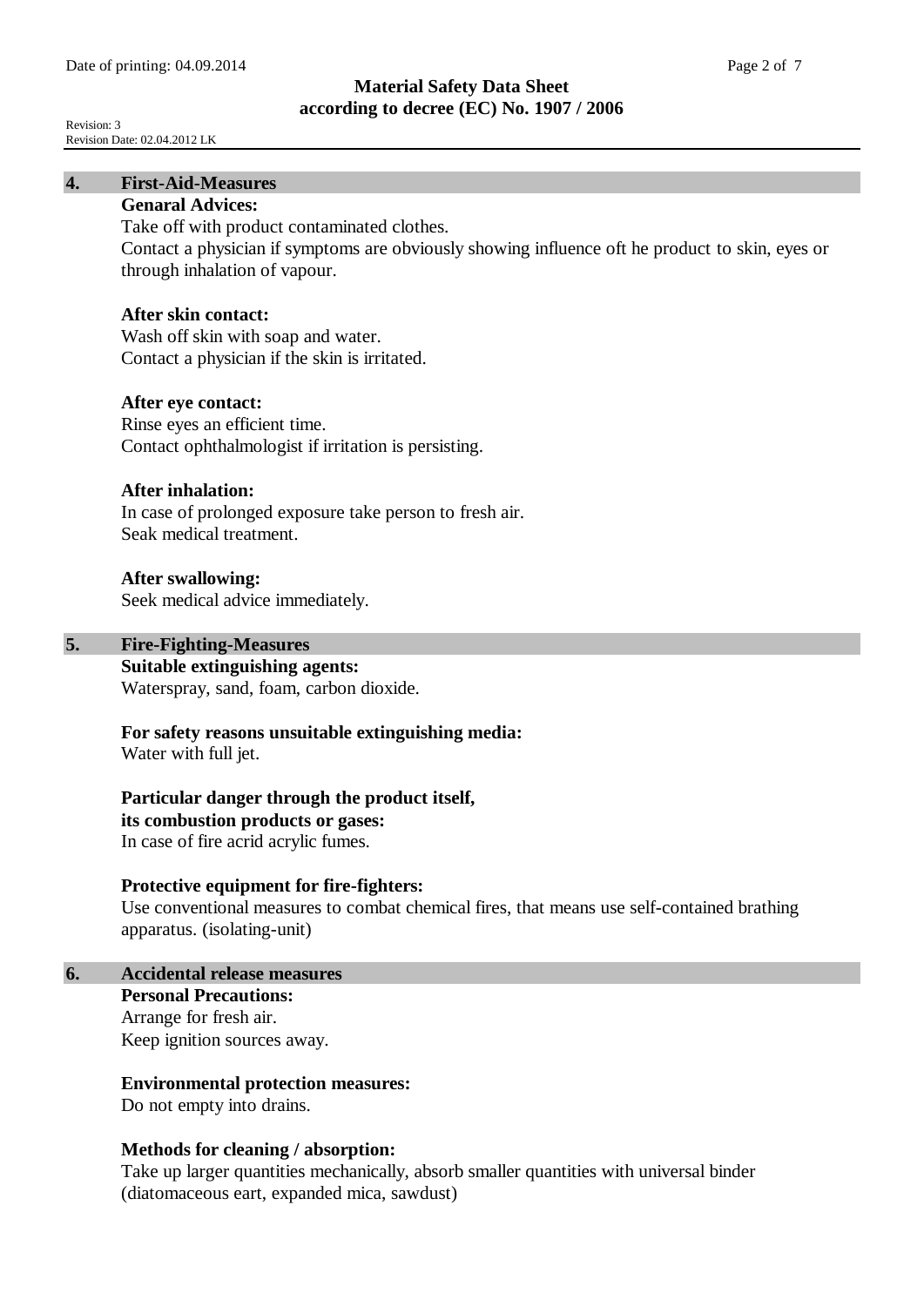## 4. First-Aid-Measures

**Genaral Advices:**
Take off with product contaminated clothes.
Contact a physician if symptoms are obviously showing influence oft he product to skin, eyes or through inhalation of vapour.

**After skin contact:**
Wash off skin with soap and water.
Contact a physician if the skin is irritated.

**After eye contact:**
Rinse eyes an efficient time.
Contact ophthalmologist if irritation is persisting.

**After inhalation:**
In case of prolonged exposure take person to fresh air.
Seak medical treatment.

**After swallowing:**
Seek medical advice immediately.

## 5. Fire-Fighting-Measures

**Suitable extinguishing agents:**
Waterspray, sand, foam, carbon dioxide.

**For safety reasons unsuitable extinguishing media:**
Water with full jet.

**Particular danger through the product itself, its combustion products or gases:**
In case of fire acrid acrylic fumes.

**Protective equipment for fire-fighters:**
Use conventional measures to combat chemical fires, that means use self-contained brathing apparatus. (isolating-unit)

## 6. Accidental release measures

**Personal Precautions:**
Arrange for fresh air.
Keep ignition sources away.

**Environmental protection measures:**
Do not empty into drains.

**Methods for cleaning / absorption:**
Take up larger quantities mechanically, absorb smaller quantities with universal binder (diatomaceous eart, expanded mica, sawdust)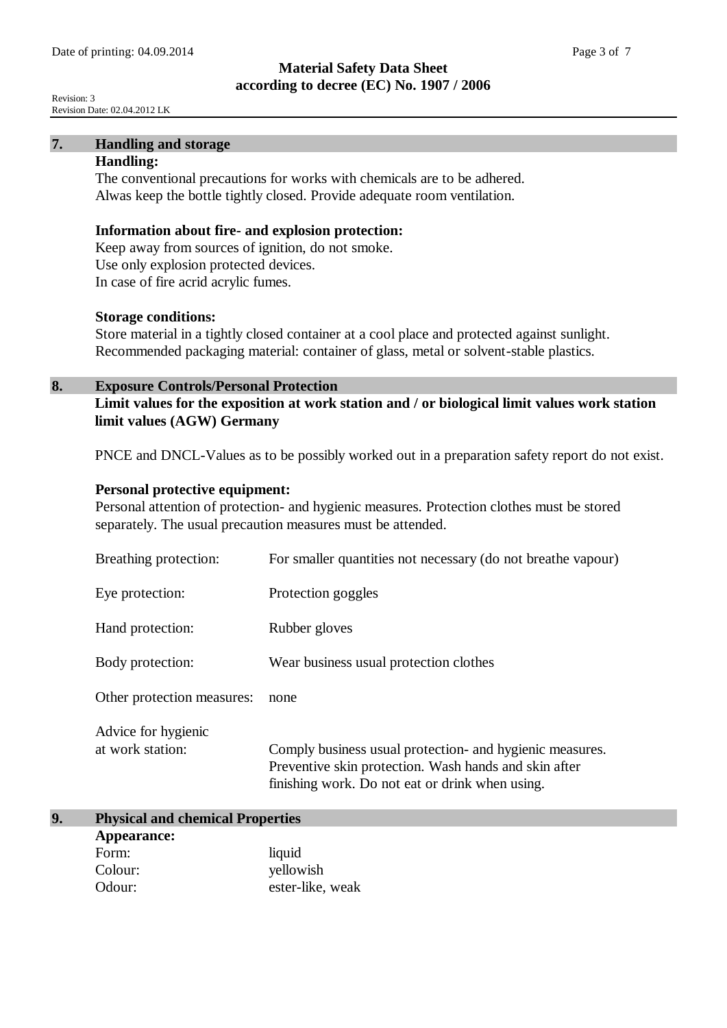## 7. Handling and storage

**Handling:**

The conventional precautions for works with chemicals are to be adhered.
Alwas keep the bottle tightly closed. Provide adequate room ventilation.

**Information about fire- and explosion protection:**

Keep away from sources of ignition, do not smoke.
Use only explosion protected devices.
In case of fire acrid acrylic fumes.

**Storage conditions:**

Store material in a tightly closed container at a cool place and protected against sunlight.
Recommended packaging material: container of glass, metal or solvent-stable plastics.

## 8. Exposure Controls/Personal Protection

**Limit values for the exposition at work station and / or biological limit values work station limit values (AGW) Germany**

PNCE and DNCL-Values as to be possibly worked out in a preparation safety report do not exist.

**Personal protective equipment:**

Personal attention of protection- and hygienic measures. Protection clothes must be stored separately. The usual precaution measures must be attended.

| | |
|---|---|
| Breathing protection: | For smaller quantities not necessary (do not breathe vapour) |
| Eye protection: | Protection goggles |
| Hand protection: | Rubber gloves |
| Body protection: | Wear business usual protection clothes |
| Other protection measures: | none |
| Advice for hygienic at work station: | Comply business usual protection- and hygienic measures. Preventive skin protection. Wash hands and skin after finishing work. Do not eat or drink when using. |

## 9. Physical and chemical Properties

**Appearance:**

| | |
|---|---|
| Form: | liquid |
| Colour: | yellowish |
| Odour: | ester-like, weak |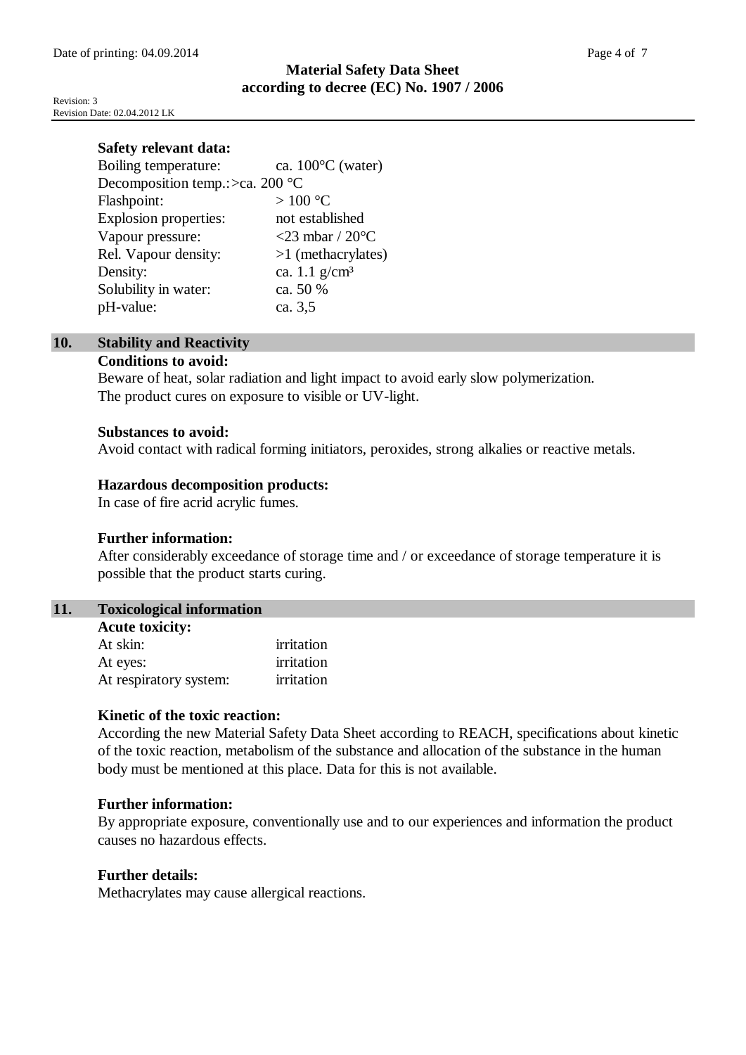**Safety relevant data:**

| | |
|---|---|
| Boiling temperature: | ca. 100°C (water) |
| Decomposition temp.: | >ca. 200 °C |
| Flashpoint: | > 100 °C |
| Explosion properties: | not established |
| Vapour pressure: | <23 mbar / 20°C |
| Rel. Vapour density: | >1 (methacrylates) |
| Density: | ca. 1.1 g/cm³ |
| Solubility in water: | ca. 50 % |
| pH-value: | ca. 3,5 |

## 10. Stability and Reactivity

**Conditions to avoid:**

Beware of heat, solar radiation and light impact to avoid early slow polymerization.
The product cures on exposure to visible or UV-light.

**Substances to avoid:**

Avoid contact with radical forming initiators, peroxides, strong alkalies or reactive metals.

**Hazardous decomposition products:**

In case of fire acrid acrylic fumes.

**Further information:**

After considerably exceedance of storage time and / or exceedance of storage temperature it is possible that the product starts curing.

## 11. Toxicological information

**Acute toxicity:**

| | |
|---|---|
| At skin: | irritation |
| At eyes: | irritation |
| At respiratory system: | irritation |

**Kinetic of the toxic reaction:**

According the new Material Safety Data Sheet according to REACH, specifications about kinetic of the toxic reaction, metabolism of the substance and allocation of the substance in the human body must be mentioned at this place. Data for this is not available.

**Further information:**

By appropriate exposure, conventionally use and to our experiences and information the product causes no hazardous effects.

**Further details:**

Methacrylates may cause allergical reactions.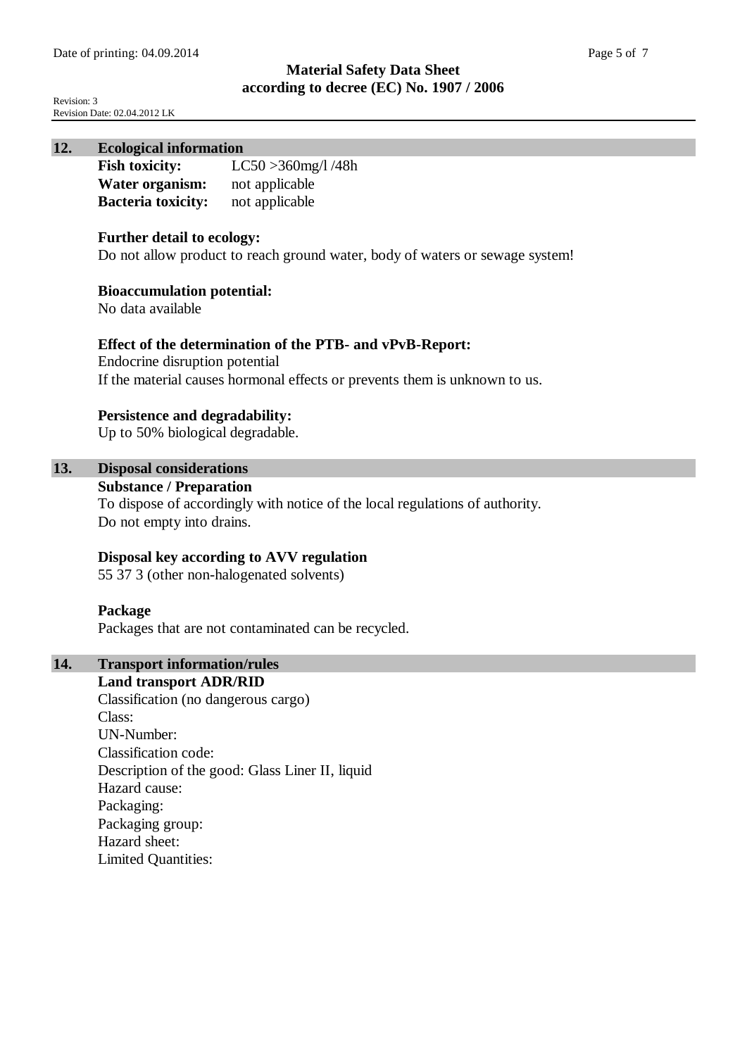## 12. Ecological information

| | |
|---|---|
| **Fish toxicity:** | LC50 >360mg/l /48h |
| **Water organism:** | not applicable |
| **Bacteria toxicity:** | not applicable |

**Further detail to ecology:**
Do not allow product to reach ground water, body of waters or sewage system!

**Bioaccumulation potential:**
No data available

**Effect of the determination of the PTB- and vPvB-Report:**
Endocrine disruption potential
If the material causes hormonal effects or prevents them is unknown to us.

**Persistence and degradability:**
Up to 50% biological degradable.

## 13. Disposal considerations

**Substance / Preparation**
To dispose of accordingly with notice of the local regulations of authority.
Do not empty into drains.

**Disposal key according to AVV regulation**
55 37 3 (other non-halogenated solvents)

**Package**
Packages that are not contaminated can be recycled.

## 14. Transport information/rules

**Land transport ADR/RID**
Classification (no dangerous cargo)
Class:
UN-Number:
Classification code:
Description of the good: Glass Liner II, liquid
Hazard cause:
Packaging:
Packaging group:
Hazard sheet:
Limited Quantities: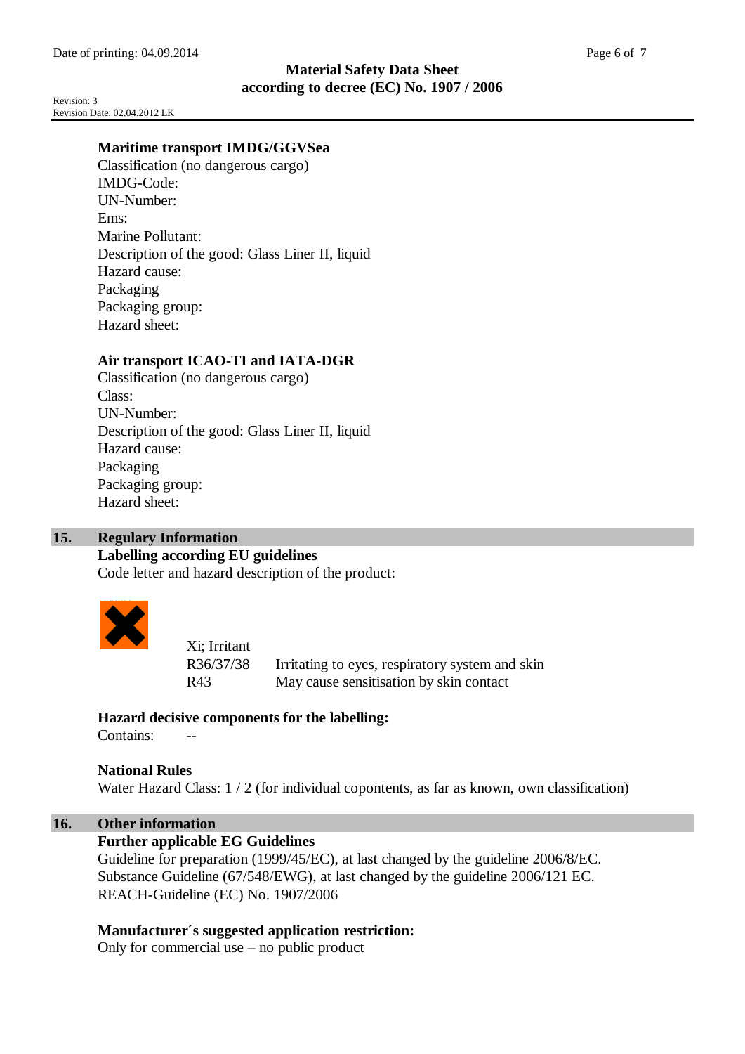**Maritime transport IMDG/GGVSea**

Classification (no dangerous cargo)
IMDG-Code:
UN-Number:
Ems:
Marine Pollutant:
Description of the good: Glass Liner II, liquid
Hazard cause:
Packaging
Packaging group:
Hazard sheet:

**Air transport ICAO-TI and IATA-DGR**

Classification (no dangerous cargo)
Class:
UN-Number:
Description of the good: Glass Liner II, liquid
Hazard cause:
Packaging
Packaging group:
Hazard sheet:

## 15. Regulary Information

**Labelling according EU guidelines**

Code letter and hazard description of the product:

Xi; Irritant

| | |
|---|---|
| R36/37/38 | Irritating to eyes, respiratory system and skin |
| R43 | May cause sensitisation by skin contact |

**Hazard decisive components for the labelling:**

Contains: --

**National Rules**

Water Hazard Class: 1 / 2 (for individual copontents, as far as known, own classification)

## 16. Other information

**Further applicable EG Guidelines**

Guideline for preparation (1999/45/EC), at last changed by the guideline 2006/8/EC.
Substance Guideline (67/548/EWG), at last changed by the guideline 2006/121 EC.
REACH-Guideline (EC) No. 1907/2006

**Manufacturer´s suggested application restriction:**

Only for commercial use – no public product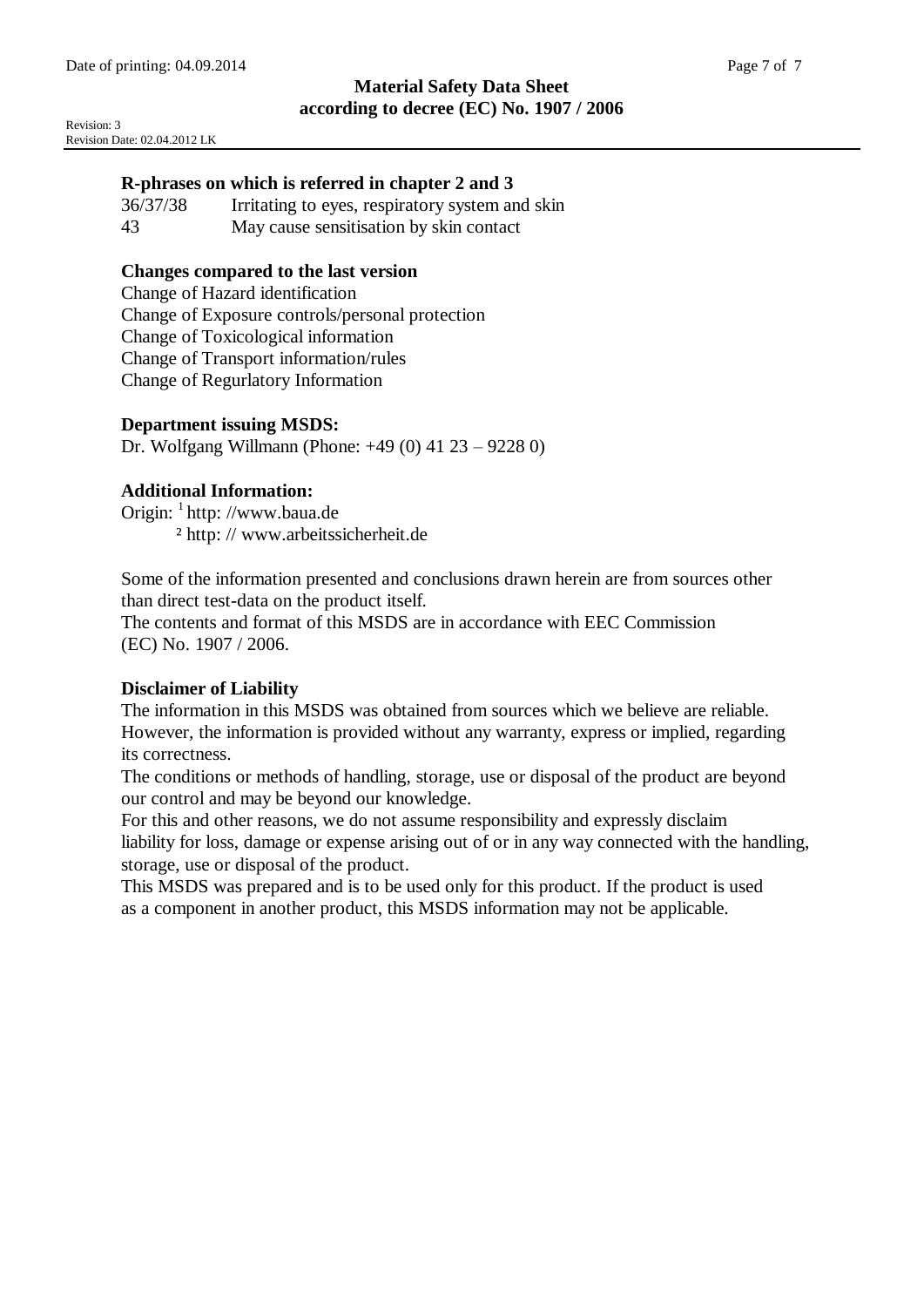**R-phrases on which is referred in chapter 2 and 3**

| | |
|---|---|
| 36/37/38 | Irritating to eyes, respiratory system and skin |
| 43 | May cause sensitisation by skin contact |

**Changes compared to the last version**

Change of Hazard identification
Change of Exposure controls/personal protection
Change of Toxicological information
Change of Transport information/rules
Change of Regurlatory Information

**Department issuing MSDS:**

Dr. Wolfgang Willmann (Phone: +49 (0) 41 23 – 9228 0)

**Additional Information:**

Origin: [1] http: //www.baua.de
[2] http: // www.arbeitssicherheit.de

Some of the information presented and conclusions drawn herein are from sources other than direct test-data on the product itself.
The contents and format of this MSDS are in accordance with EEC Commission (EC) No. 1907 / 2006.

**Disclaimer of Liability**

The information in this MSDS was obtained from sources which we believe are reliable. However, the information is provided without any warranty, express or implied, regarding its correctness.
The conditions or methods of handling, storage, use or disposal of the product are beyond our control and may be beyond our knowledge.
For this and other reasons, we do not assume responsibility and expressly disclaim liability for loss, damage or expense arising out of or in any way connected with the handling, storage, use or disposal of the product.
This MSDS was prepared and is to be used only for this product. If the product is used as a component in another product, this MSDS information may not be applicable.